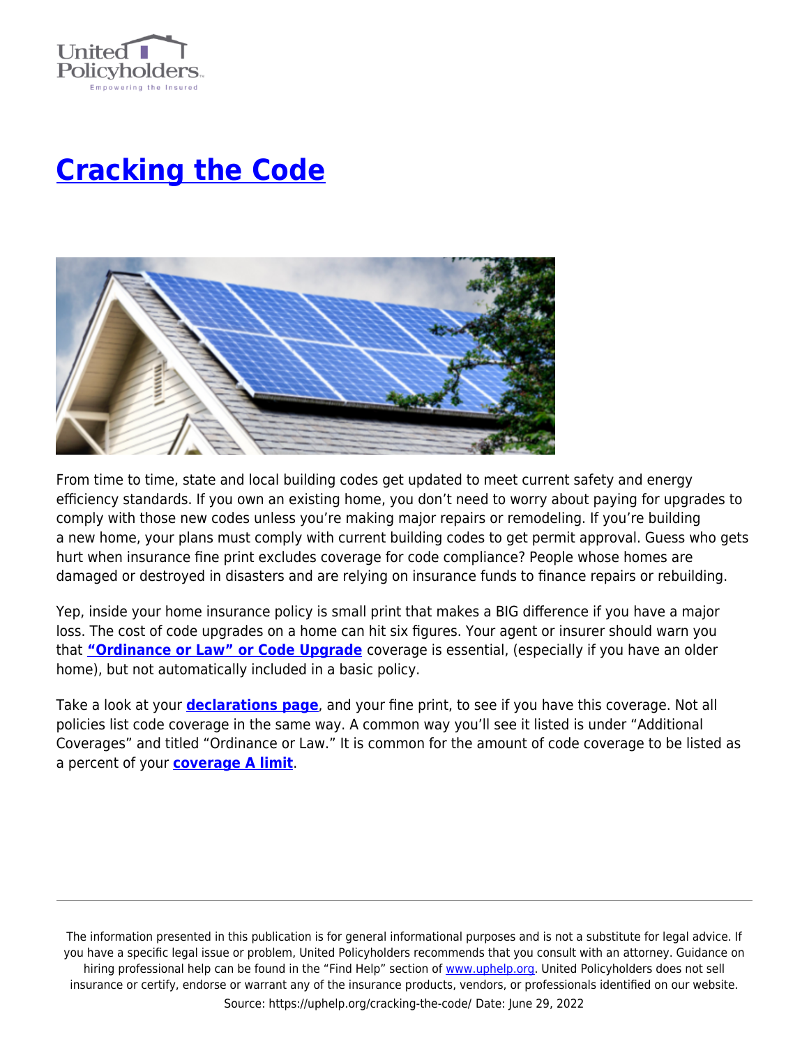# Cracking the Code

From time to time, state and local building codes get updated to meet current safety and energy efficiency standards. If you own an existing home, you don't need to worry about paying for upgrades to comply with those new codes unless you're making major repairs or remodeling. If you're building a new home, your plans must comply with current building codes to get permit approval. Guess who gets hurt when insurance fine print excludes coverage for code compliance? People whose homes are damaged or destroyed in disasters and are relying on insurance funds to finance repairs or rebuilding.

Yep, inside your home insurance policy is small print that makes a BIG difference if you have a major loss. The cost of code upgrades on a home can hit six figures. Your agent or insurer should warn you that **"Ordinance or Law" or Code Upgrade** coverage is essential, (especially if you have an older home), but not automatically included in a basic policy.

Take a look at your **declarations page**, and your fine print, to see if you have this coverage. Not all policies list code coverage in the same way. A common way you'll see it listed is under "Additional Coverages" and titled "Ordinance or Law." It is common for the amount of code coverage to be listed as a percent of your **coverage A limit**.

The information presented in this publication is for general informational purposes and is not a substitute for legal advice. If you have a specific legal issue or problem, United Policyholders recommends that you consult with an attorney. Guidance on hiring professional help can be found in the "Find Help" section of www.uphelp.org. United Policyholders does not sell insurance or certify, endorse or warrant any of the insurance products, vendors, or professionals identified on our website.

Source: https://uphelp.org/cracking-the-code/ Date: June 29, 2022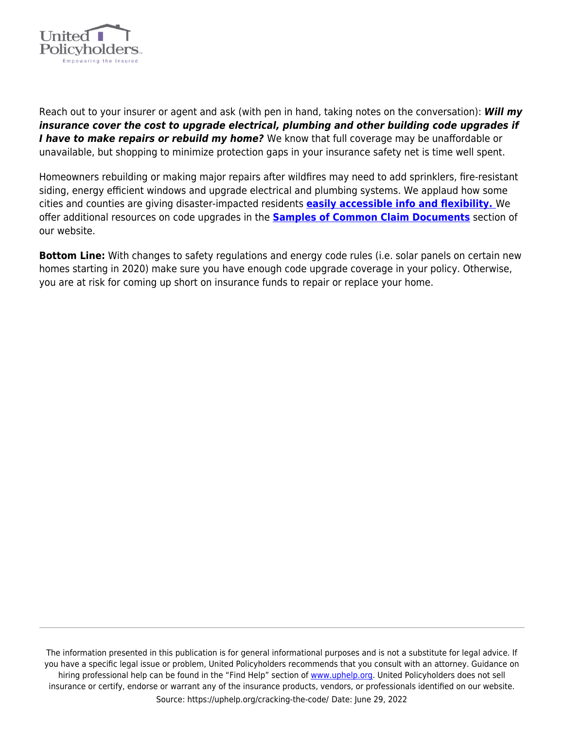Reach out to your insurer or agent and ask (with pen in hand, taking notes on the conversation): ***Will my insurance cover the cost to upgrade electrical, plumbing and other building code upgrades if I have to make repairs or rebuild my home?*** We know that full coverage may be unaffordable or unavailable, but shopping to minimize protection gaps in your insurance safety net is time well spent.

Homeowners rebuilding or making major repairs after wildfires may need to add sprinklers, fire-resistant siding, energy efficient windows and upgrade electrical and plumbing systems. We applaud how some cities and counties are giving disaster-impacted residents **easily accessible info and flexibility.** We offer additional resources on code upgrades in the **Samples of Common Claim Documents** section of our website.

**Bottom Line:** With changes to safety regulations and energy code rules (i.e. solar panels on certain new homes starting in 2020) make sure you have enough code upgrade coverage in your policy. Otherwise, you are at risk for coming up short on insurance funds to repair or replace your home.

---

The information presented in this publication is for general informational purposes and is not a substitute for legal advice. If you have a specific legal issue or problem, United Policyholders recommends that you consult with an attorney. Guidance on hiring professional help can be found in the "Find Help" section of www.uphelp.org. United Policyholders does not sell insurance or certify, endorse or warrant any of the insurance products, vendors, or professionals identified on our website.

Source: https://uphelp.org/cracking-the-code/ Date: June 29, 2022